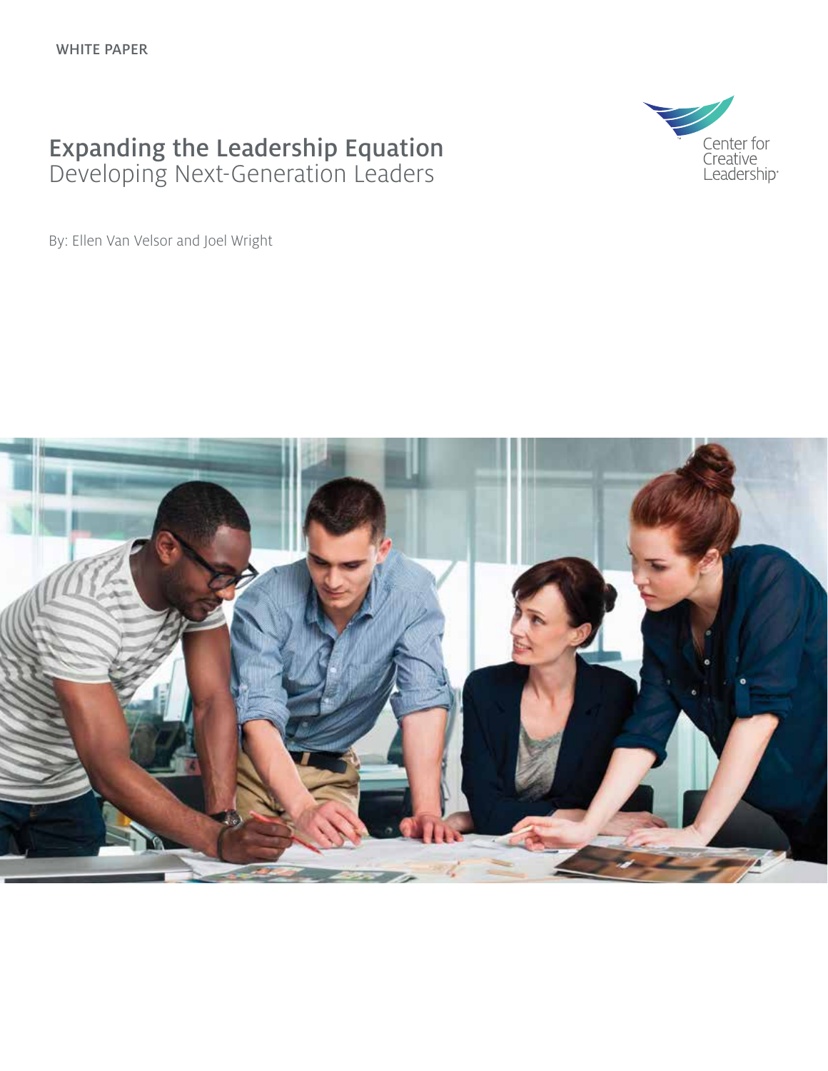WHITE PAPER

# Expanding the Leadership Equation
## Developing Next-Generation Leaders

Center for Creative Leadership

By: Ellen Van Velsor and Joel Wright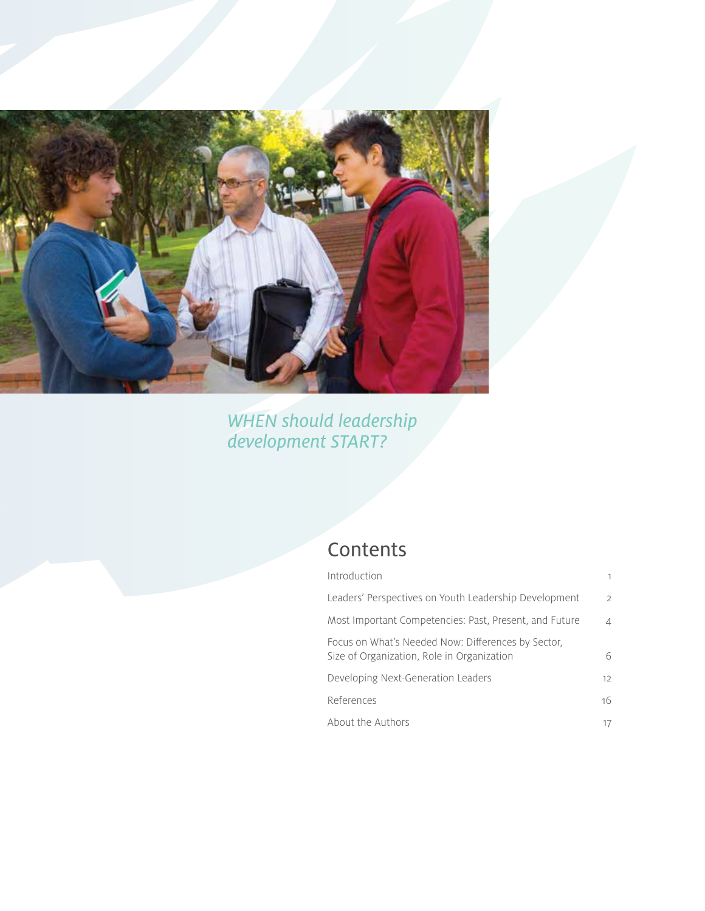*WHEN should leadership development START?*

## Contents

| | |
|---|---|
| Introduction | 1 |
| Leaders' Perspectives on Youth Leadership Development | 2 |
| Most Important Competencies: Past, Present, and Future | 4 |
| Focus on What's Needed Now: Differences by Sector, Size of Organization, Role in Organization | 6 |
| Developing Next-Generation Leaders | 12 |
| References | 16 |
| About the Authors | 17 |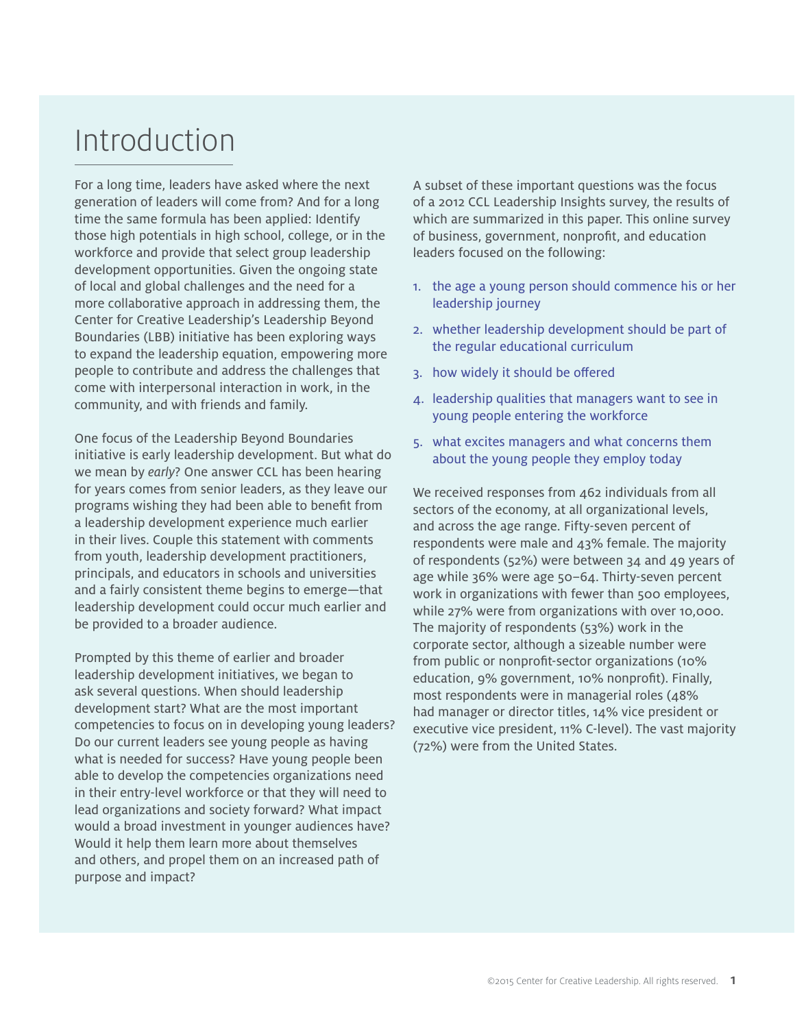# Introduction

For a long time, leaders have asked where the next generation of leaders will come from? And for a long time the same formula has been applied: Identify those high potentials in high school, college, or in the workforce and provide that select group leadership development opportunities. Given the ongoing state of local and global challenges and the need for a more collaborative approach in addressing them, the Center for Creative Leadership's Leadership Beyond Boundaries (LBB) initiative has been exploring ways to expand the leadership equation, empowering more people to contribute and address the challenges that come with interpersonal interaction in work, in the community, and with friends and family.

One focus of the Leadership Beyond Boundaries initiative is early leadership development. But what do we mean by *early*? One answer CCL has been hearing for years comes from senior leaders, as they leave our programs wishing they had been able to benefit from a leadership development experience much earlier in their lives. Couple this statement with comments from youth, leadership development practitioners, principals, and educators in schools and universities and a fairly consistent theme begins to emerge—that leadership development could occur much earlier and be provided to a broader audience.

Prompted by this theme of earlier and broader leadership development initiatives, we began to ask several questions. When should leadership development start? What are the most important competencies to focus on in developing young leaders? Do our current leaders see young people as having what is needed for success? Have young people been able to develop the competencies organizations need in their entry-level workforce or that they will need to lead organizations and society forward? What impact would a broad investment in younger audiences have? Would it help them learn more about themselves and others, and propel them on an increased path of purpose and impact?

A subset of these important questions was the focus of a 2012 CCL Leadership Insights survey, the results of which are summarized in this paper. This online survey of business, government, nonprofit, and education leaders focused on the following:

1. the age a young person should commence his or her leadership journey
2. whether leadership development should be part of the regular educational curriculum
3. how widely it should be offered
4. leadership qualities that managers want to see in young people entering the workforce
5. what excites managers and what concerns them about the young people they employ today

We received responses from 462 individuals from all sectors of the economy, at all organizational levels, and across the age range. Fifty-seven percent of respondents were male and 43% female. The majority of respondents (52%) were between 34 and 49 years of age while 36% were age 50–64. Thirty-seven percent work in organizations with fewer than 500 employees, while 27% were from organizations with over 10,000. The majority of respondents (53%) work in the corporate sector, although a sizeable number were from public or nonprofit-sector organizations (10% education, 9% government, 10% nonprofit). Finally, most respondents were in managerial roles (48% had manager or director titles, 14% vice president or executive vice president, 11% C-level). The vast majority (72%) were from the United States.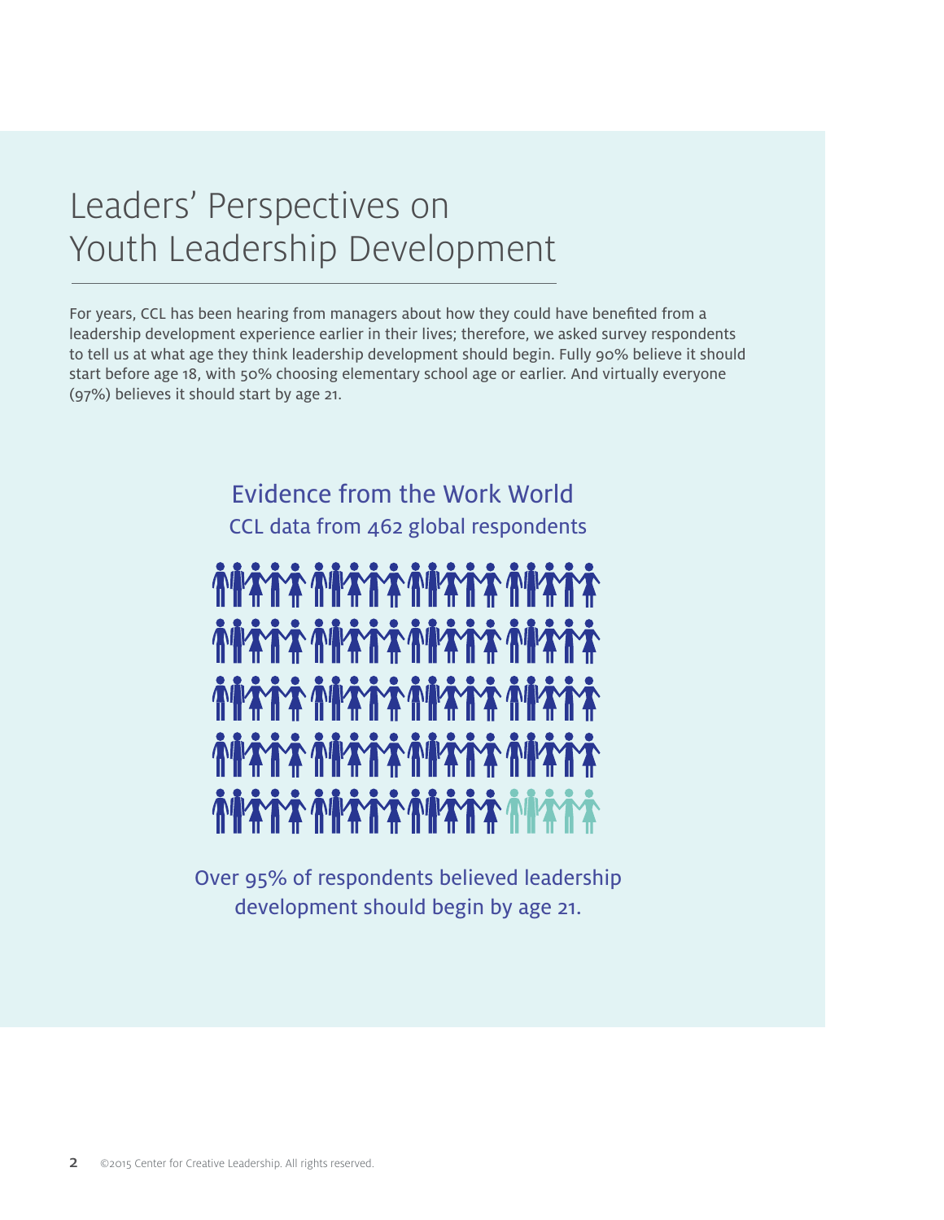# Leaders' Perspectives on Youth Leadership Development

For years, CCL has been hearing from managers about how they could have benefited from a leadership development experience earlier in their lives; therefore, we asked survey respondents to tell us at what age they think leadership development should begin. Fully 90% believe it should start before age 18, with 50% choosing elementary school age or earlier. And virtually everyone (97%) believes it should start by age 21.

## Evidence from the Work World

CCL data from 462 global respondents

Over 95% of respondents believed leadership development should begin by age 21.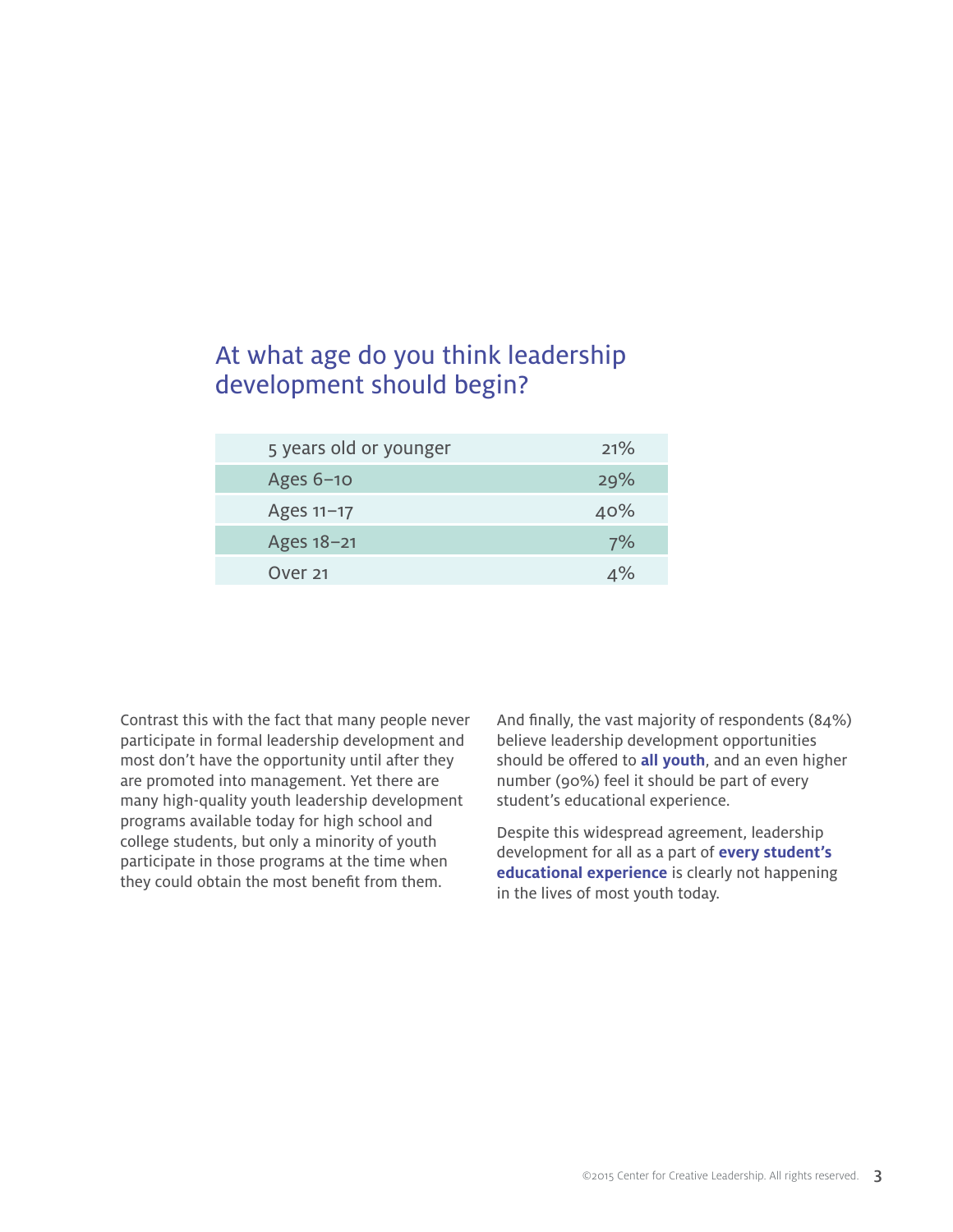## At what age do you think leadership development should begin?

| Age | Percentage |
| --- | --- |
| 5 years old or younger | 21% |
| Ages 6–10 | 29% |
| Ages 11–17 | 40% |
| Ages 18–21 | 7% |
| Over 21 | 4% |

Contrast this with the fact that many people never participate in formal leadership development and most don't have the opportunity until after they are promoted into management. Yet there are many high-quality youth leadership development programs available today for high school and college students, but only a minority of youth participate in those programs at the time when they could obtain the most benefit from them.

And finally, the vast majority of respondents (84%) believe leadership development opportunities should be offered to **all youth**, and an even higher number (90%) feel it should be part of every student's educational experience.

Despite this widespread agreement, leadership development for all as a part of **every student's educational experience** is clearly not happening in the lives of most youth today.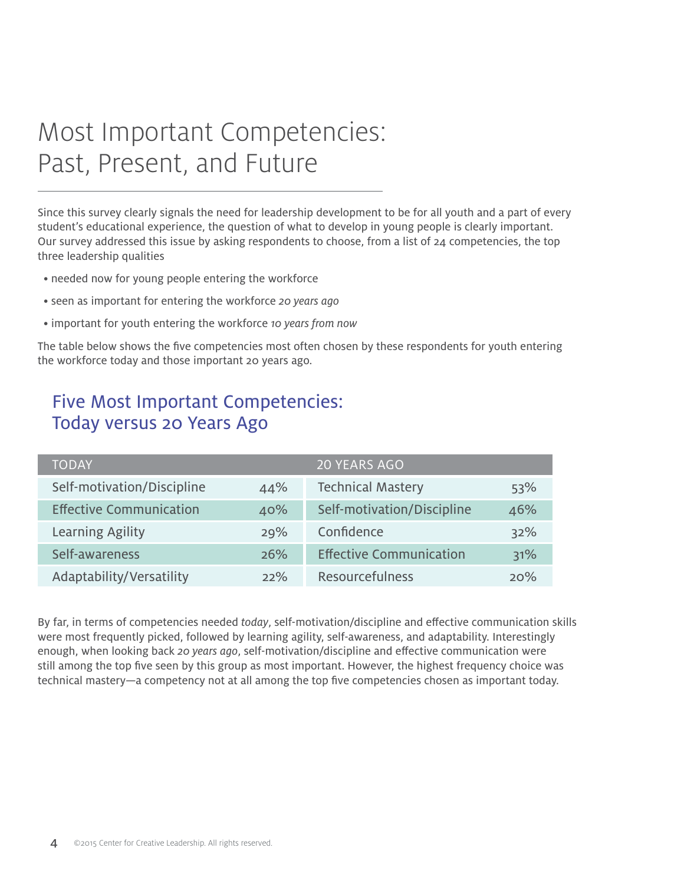# Most Important Competencies: Past, Present, and Future

Since this survey clearly signals the need for leadership development to be for all youth and a part of every student's educational experience, the question of what to develop in young people is clearly important. Our survey addressed this issue by asking respondents to choose, from a list of 24 competencies, the top three leadership qualities

- needed now for young people entering the workforce
- seen as important for entering the workforce *20 years ago*
- important for youth entering the workforce *10 years from now*

The table below shows the five competencies most often chosen by these respondents for youth entering the workforce today and those important 20 years ago.

## Five Most Important Competencies: Today versus 20 Years Ago

| TODAY | | 20 YEARS AGO | |
|---|---|---|---|
| Self-motivation/Discipline | 44% | Technical Mastery | 53% |
| Effective Communication | 40% | Self-motivation/Discipline | 46% |
| Learning Agility | 29% | Confidence | 32% |
| Self-awareness | 26% | Effective Communication | 31% |
| Adaptability/Versatility | 22% | Resourcefulness | 20% |

By far, in terms of competencies needed *today*, self-motivation/discipline and effective communication skills were most frequently picked, followed by learning agility, self-awareness, and adaptability. Interestingly enough, when looking back *20 years ago*, self-motivation/discipline and effective communication were still among the top five seen by this group as most important. However, the highest frequency choice was technical mastery—a competency not at all among the top five competencies chosen as important today.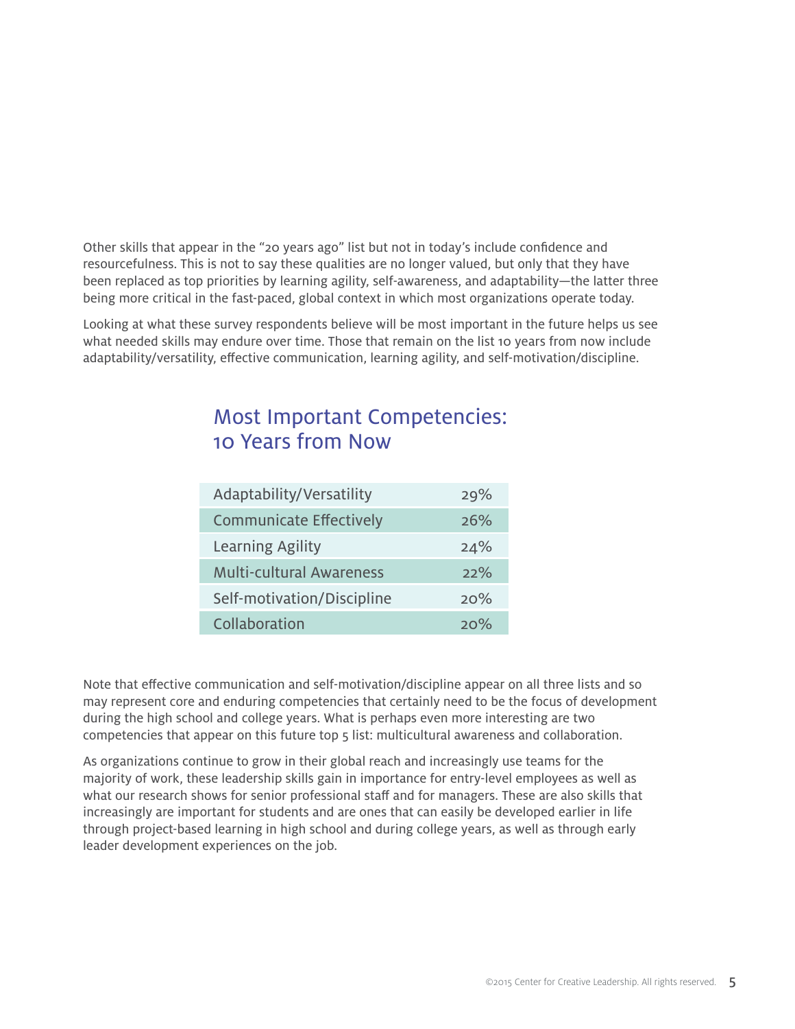Other skills that appear in the "20 years ago" list but not in today's include confidence and resourcefulness. This is not to say these qualities are no longer valued, but only that they have been replaced as top priorities by learning agility, self-awareness, and adaptability—the latter three being more critical in the fast-paced, global context in which most organizations operate today.

Looking at what these survey respondents believe will be most important in the future helps us see what needed skills may endure over time. Those that remain on the list 10 years from now include adaptability/versatility, effective communication, learning agility, and self-motivation/discipline.

## Most Important Competencies: 10 Years from Now

| Competency | % |
|---|---|
| Adaptability/Versatility | 29% |
| Communicate Effectively | 26% |
| Learning Agility | 24% |
| Multi-cultural Awareness | 22% |
| Self-motivation/Discipline | 20% |
| Collaboration | 20% |

Note that effective communication and self-motivation/discipline appear on all three lists and so may represent core and enduring competencies that certainly need to be the focus of development during the high school and college years. What is perhaps even more interesting are two competencies that appear on this future top 5 list: multicultural awareness and collaboration.

As organizations continue to grow in their global reach and increasingly use teams for the majority of work, these leadership skills gain in importance for entry-level employees as well as what our research shows for senior professional staff and for managers. These are also skills that increasingly are important for students and are ones that can easily be developed earlier in life through project-based learning in high school and during college years, as well as through early leader development experiences on the job.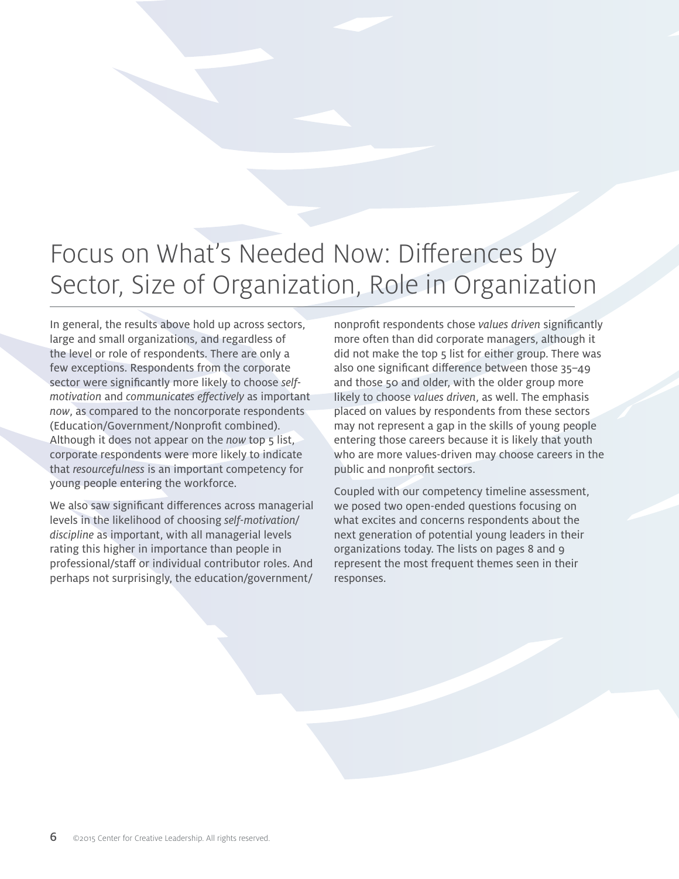# Focus on What's Needed Now: Differences by Sector, Size of Organization, Role in Organization

In general, the results above hold up across sectors, large and small organizations, and regardless of the level or role of respondents. There are only a few exceptions. Respondents from the corporate sector were significantly more likely to choose *self-motivation* and *communicates effectively* as important *now*, as compared to the noncorporate respondents (Education/Government/Nonprofit combined). Although it does not appear on the *now* top 5 list, corporate respondents were more likely to indicate that *resourcefulness* is an important competency for young people entering the workforce.

We also saw significant differences across managerial levels in the likelihood of choosing *self-motivation/discipline* as important, with all managerial levels rating this higher in importance than people in professional/staff or individual contributor roles. And perhaps not surprisingly, the education/government/nonprofit respondents chose *values driven* significantly more often than did corporate managers, although it did not make the top 5 list for either group. There was also one significant difference between those 35–49 and those 50 and older, with the older group more likely to choose *values driven*, as well. The emphasis placed on values by respondents from these sectors may not represent a gap in the skills of young people entering those careers because it is likely that youth who are more values-driven may choose careers in the public and nonprofit sectors.

Coupled with our competency timeline assessment, we posed two open-ended questions focusing on what excites and concerns respondents about the next generation of potential young leaders in their organizations today. The lists on pages 8 and 9 represent the most frequent themes seen in their responses.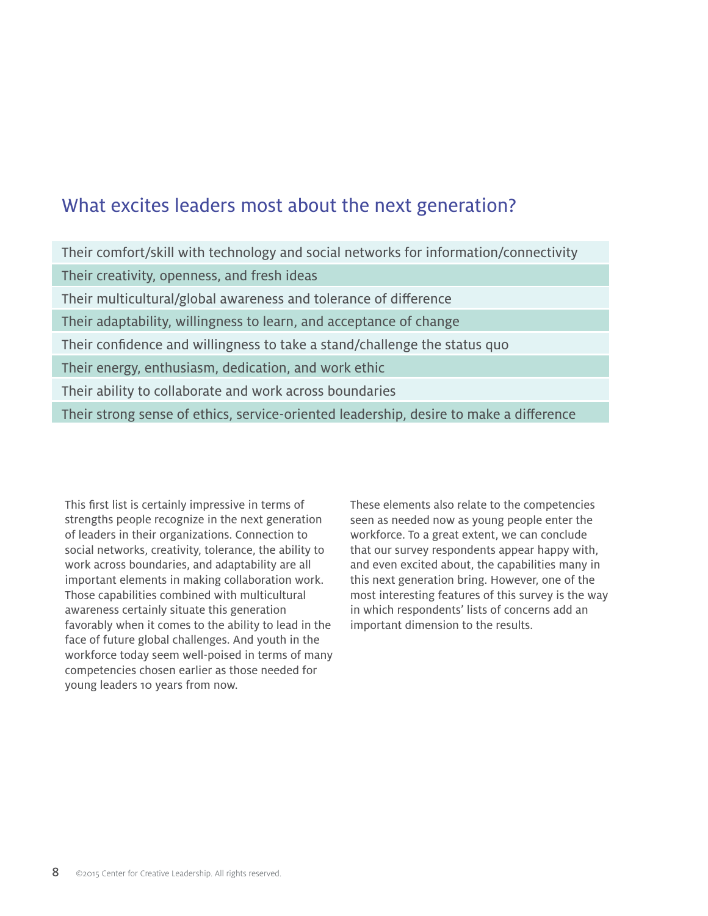## What excites leaders most about the next generation?

- Their comfort/skill with technology and social networks for information/connectivity
- Their creativity, openness, and fresh ideas
- Their multicultural/global awareness and tolerance of difference
- Their adaptability, willingness to learn, and acceptance of change
- Their confidence and willingness to take a stand/challenge the status quo
- Their energy, enthusiasm, dedication, and work ethic
- Their ability to collaborate and work across boundaries
- Their strong sense of ethics, service-oriented leadership, desire to make a difference

This first list is certainly impressive in terms of strengths people recognize in the next generation of leaders in their organizations. Connection to social networks, creativity, tolerance, the ability to work across boundaries, and adaptability are all important elements in making collaboration work. Those capabilities combined with multicultural awareness certainly situate this generation favorably when it comes to the ability to lead in the face of future global challenges. And youth in the workforce today seem well-poised in terms of many competencies chosen earlier as those needed for young leaders 10 years from now.

These elements also relate to the competencies seen as needed now as young people enter the workforce. To a great extent, we can conclude that our survey respondents appear happy with, and even excited about, the capabilities many in this next generation bring. However, one of the most interesting features of this survey is the way in which respondents' lists of concerns add an important dimension to the results.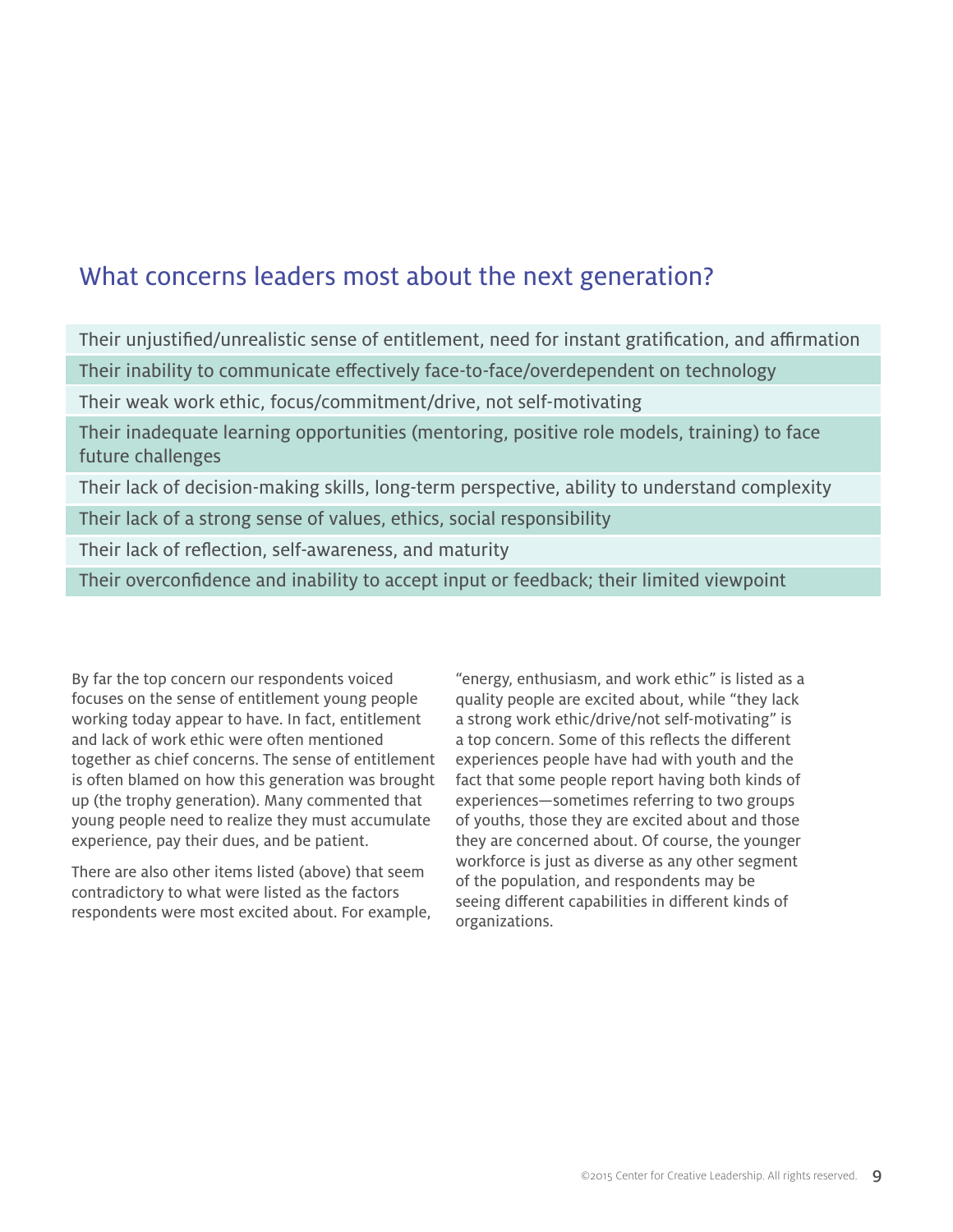## What concerns leaders most about the next generation?

- Their unjustified/unrealistic sense of entitlement, need for instant gratification, and affirmation
- Their inability to communicate effectively face-to-face/overdependent on technology
- Their weak work ethic, focus/commitment/drive, not self-motivating
- Their inadequate learning opportunities (mentoring, positive role models, training) to face future challenges
- Their lack of decision-making skills, long-term perspective, ability to understand complexity
- Their lack of a strong sense of values, ethics, social responsibility
- Their lack of reflection, self-awareness, and maturity
- Their overconfidence and inability to accept input or feedback; their limited viewpoint

By far the top concern our respondents voiced focuses on the sense of entitlement young people working today appear to have. In fact, entitlement and lack of work ethic were often mentioned together as chief concerns. The sense of entitlement is often blamed on how this generation was brought up (the trophy generation). Many commented that young people need to realize they must accumulate experience, pay their dues, and be patient.

There are also other items listed (above) that seem contradictory to what were listed as the factors respondents were most excited about. For example, "energy, enthusiasm, and work ethic" is listed as a quality people are excited about, while "they lack a strong work ethic/drive/not self-motivating" is a top concern. Some of this reflects the different experiences people have had with youth and the fact that some people report having both kinds of experiences—sometimes referring to two groups of youths, those they are excited about and those they are concerned about. Of course, the younger workforce is just as diverse as any other segment of the population, and respondents may be seeing different capabilities in different kinds of organizations.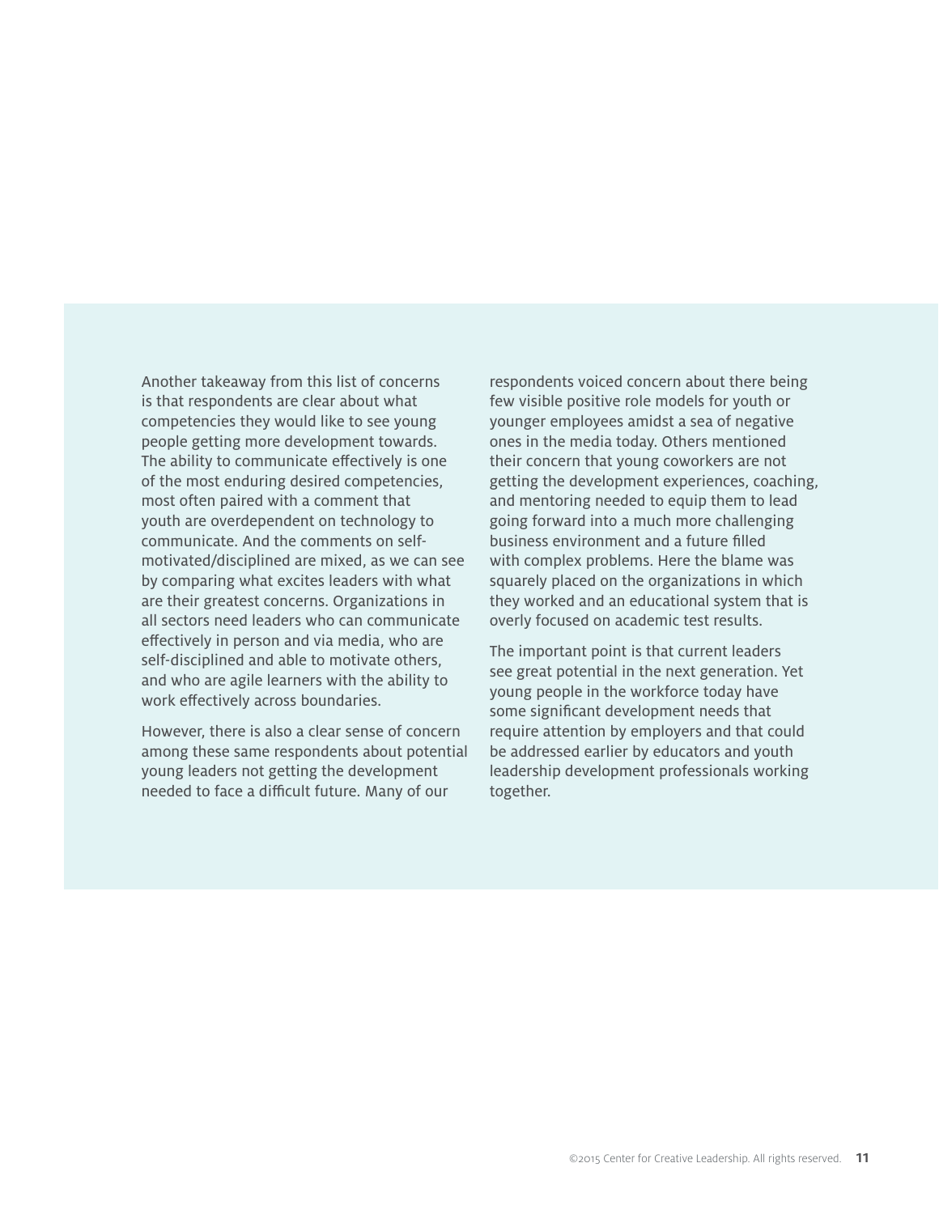Another takeaway from this list of concerns is that respondents are clear about what competencies they would like to see young people getting more development towards. The ability to communicate effectively is one of the most enduring desired competencies, most often paired with a comment that youth are overdependent on technology to communicate. And the comments on self-motivated/disciplined are mixed, as we can see by comparing what excites leaders with what are their greatest concerns. Organizations in all sectors need leaders who can communicate effectively in person and via media, who are self-disciplined and able to motivate others, and who are agile learners with the ability to work effectively across boundaries.

However, there is also a clear sense of concern among these same respondents about potential young leaders not getting the development needed to face a difficult future. Many of our respondents voiced concern about there being few visible positive role models for youth or younger employees amidst a sea of negative ones in the media today. Others mentioned their concern that young coworkers are not getting the development experiences, coaching, and mentoring needed to equip them to lead going forward into a much more challenging business environment and a future filled with complex problems. Here the blame was squarely placed on the organizations in which they worked and an educational system that is overly focused on academic test results.

The important point is that current leaders see great potential in the next generation. Yet young people in the workforce today have some significant development needs that require attention by employers and that could be addressed earlier by educators and youth leadership development professionals working together.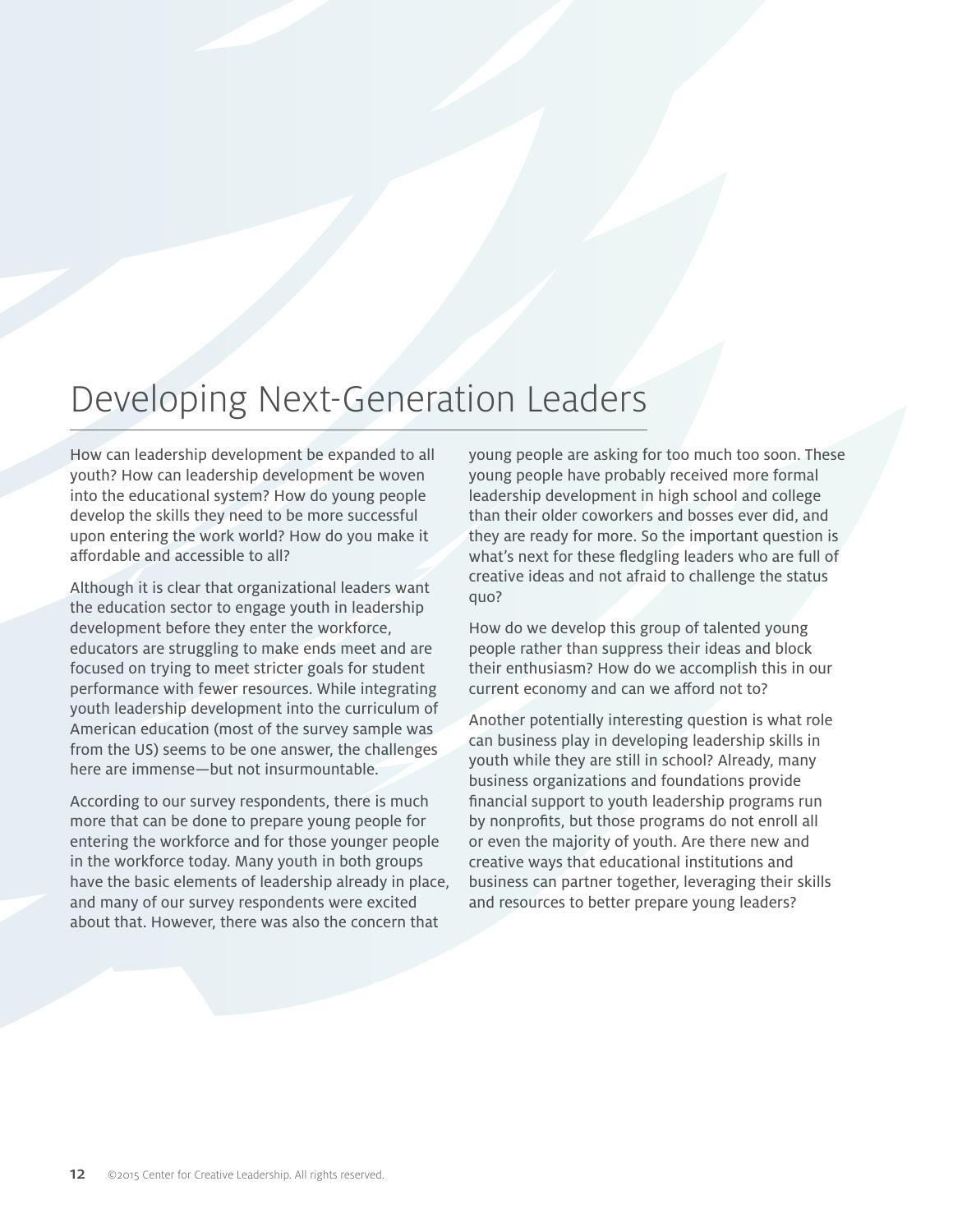# Developing Next-Generation Leaders

How can leadership development be expanded to all youth? How can leadership development be woven into the educational system? How do young people develop the skills they need to be more successful upon entering the work world? How do you make it affordable and accessible to all?

Although it is clear that organizational leaders want the education sector to engage youth in leadership development before they enter the workforce, educators are struggling to make ends meet and are focused on trying to meet stricter goals for student performance with fewer resources. While integrating youth leadership development into the curriculum of American education (most of the survey sample was from the US) seems to be one answer, the challenges here are immense—but not insurmountable.

According to our survey respondents, there is much more that can be done to prepare young people for entering the workforce and for those younger people in the workforce today. Many youth in both groups have the basic elements of leadership already in place, and many of our survey respondents were excited about that. However, there was also the concern that young people are asking for too much too soon. These young people have probably received more formal leadership development in high school and college than their older coworkers and bosses ever did, and they are ready for more. So the important question is what's next for these fledgling leaders who are full of creative ideas and not afraid to challenge the status quo?

How do we develop this group of talented young people rather than suppress their ideas and block their enthusiasm? How do we accomplish this in our current economy and can we afford not to?

Another potentially interesting question is what role can business play in developing leadership skills in youth while they are still in school? Already, many business organizations and foundations provide financial support to youth leadership programs run by nonprofits, but those programs do not enroll all or even the majority of youth. Are there new and creative ways that educational institutions and business can partner together, leveraging their skills and resources to better prepare young leaders?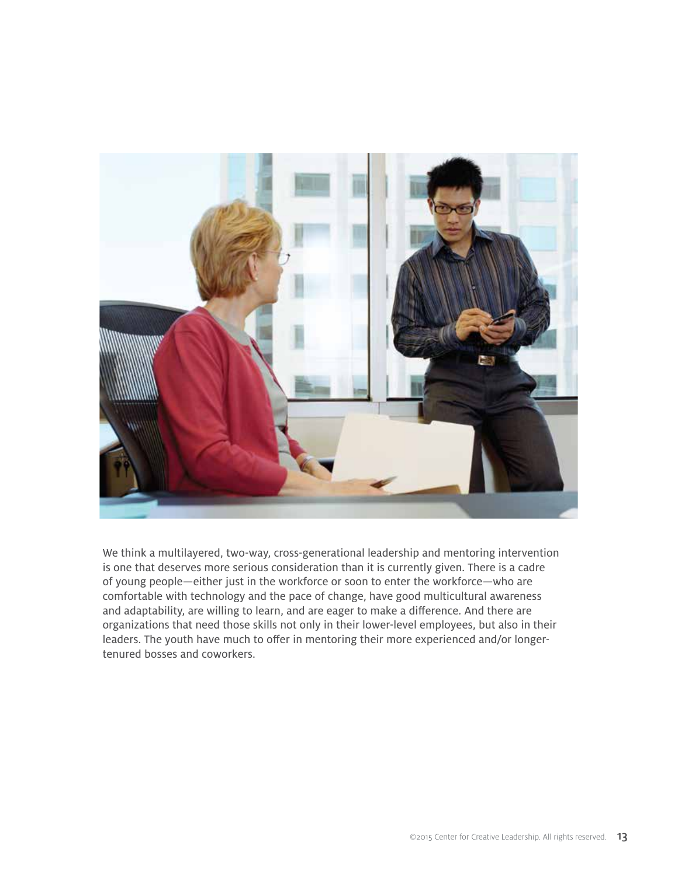We think a multilayered, two-way, cross-generational leadership and mentoring intervention is one that deserves more serious consideration than it is currently given. There is a cadre of young people—either just in the workforce or soon to enter the workforce—who are comfortable with technology and the pace of change, have good multicultural awareness and adaptability, are willing to learn, and are eager to make a difference. And there are organizations that need those skills not only in their lower-level employees, but also in their leaders. The youth have much to offer in mentoring their more experienced and/or longer-tenured bosses and coworkers.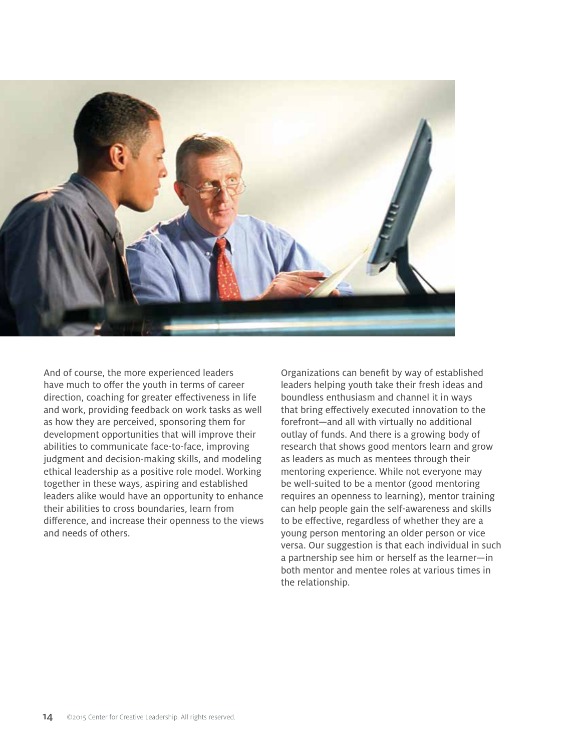And of course, the more experienced leaders have much to offer the youth in terms of career direction, coaching for greater effectiveness in life and work, providing feedback on work tasks as well as how they are perceived, sponsoring them for development opportunities that will improve their abilities to communicate face-to-face, improving judgment and decision-making skills, and modeling ethical leadership as a positive role model. Working together in these ways, aspiring and established leaders alike would have an opportunity to enhance their abilities to cross boundaries, learn from difference, and increase their openness to the views and needs of others.

Organizations can benefit by way of established leaders helping youth take their fresh ideas and boundless enthusiasm and channel it in ways that bring effectively executed innovation to the forefront—and all with virtually no additional outlay of funds. And there is a growing body of research that shows good mentors learn and grow as leaders as much as mentees through their mentoring experience. While not everyone may be well-suited to be a mentor (good mentoring requires an openness to learning), mentor training can help people gain the self-awareness and skills to be effective, regardless of whether they are a young person mentoring an older person or vice versa. Our suggestion is that each individual in such a partnership see him or herself as the learner—in both mentor and mentee roles at various times in the relationship.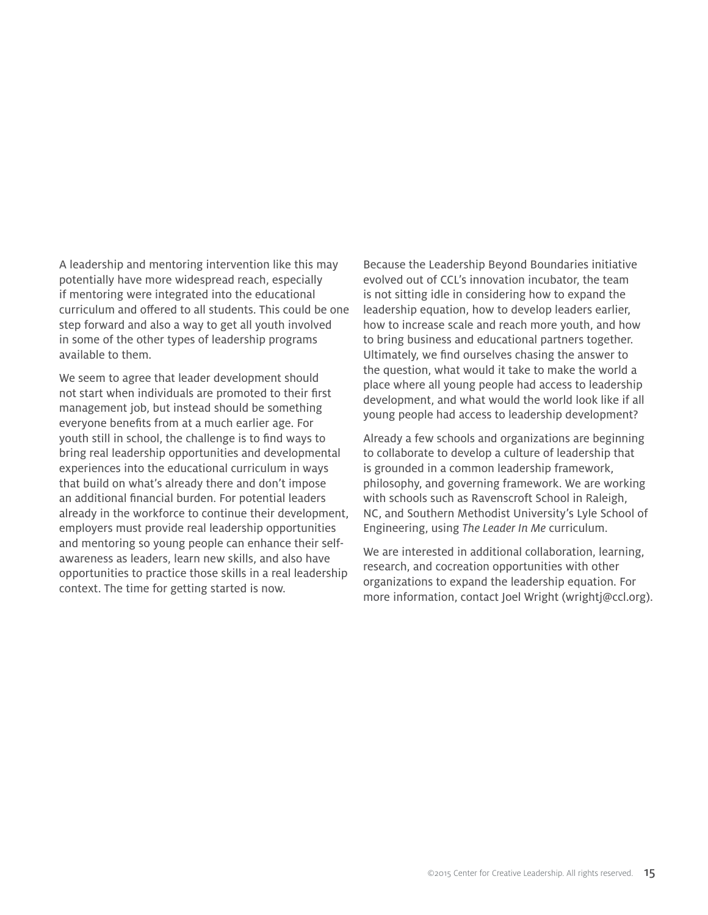A leadership and mentoring intervention like this may potentially have more widespread reach, especially if mentoring were integrated into the educational curriculum and offered to all students. This could be one step forward and also a way to get all youth involved in some of the other types of leadership programs available to them.

We seem to agree that leader development should not start when individuals are promoted to their first management job, but instead should be something everyone benefits from at a much earlier age. For youth still in school, the challenge is to find ways to bring real leadership opportunities and developmental experiences into the educational curriculum in ways that build on what's already there and don't impose an additional financial burden. For potential leaders already in the workforce to continue their development, employers must provide real leadership opportunities and mentoring so young people can enhance their self-awareness as leaders, learn new skills, and also have opportunities to practice those skills in a real leadership context. The time for getting started is now.

Because the Leadership Beyond Boundaries initiative evolved out of CCL's innovation incubator, the team is not sitting idle in considering how to expand the leadership equation, how to develop leaders earlier, how to increase scale and reach more youth, and how to bring business and educational partners together. Ultimately, we find ourselves chasing the answer to the question, what would it take to make the world a place where all young people had access to leadership development, and what would the world look like if all young people had access to leadership development?

Already a few schools and organizations are beginning to collaborate to develop a culture of leadership that is grounded in a common leadership framework, philosophy, and governing framework. We are working with schools such as Ravenscroft School in Raleigh, NC, and Southern Methodist University's Lyle School of Engineering, using *The Leader In Me* curriculum.

We are interested in additional collaboration, learning, research, and cocreation opportunities with other organizations to expand the leadership equation. For more information, contact Joel Wright (wrightj@ccl.org).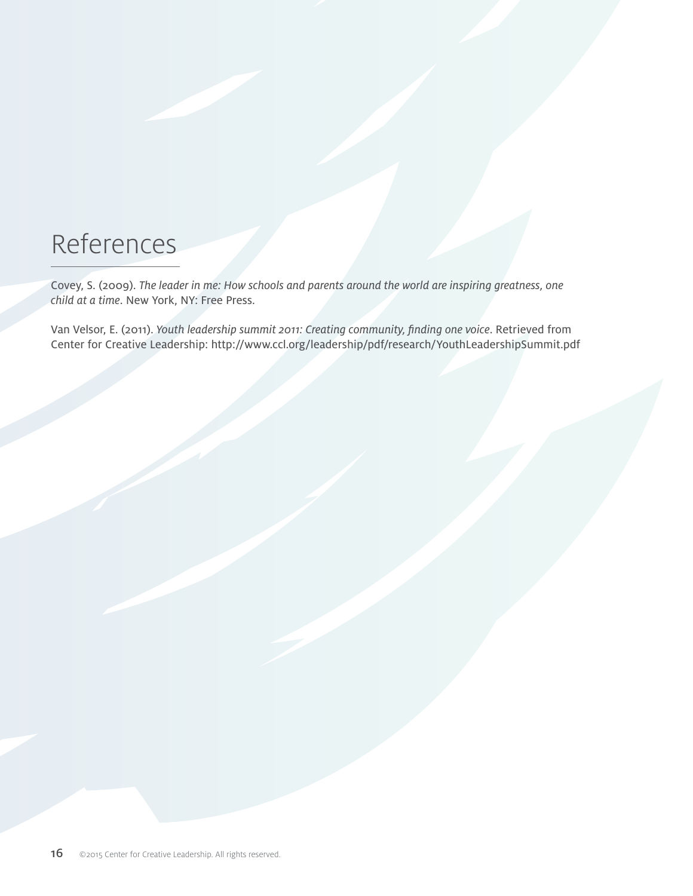# References

Covey, S. (2009). *The leader in me: How schools and parents around the world are inspiring greatness, one child at a time*. New York, NY: Free Press.

Van Velsor, E. (2011). *Youth leadership summit 2011: Creating community, finding one voice*. Retrieved from Center for Creative Leadership: http://www.ccl.org/leadership/pdf/research/YouthLeadershipSummit.pdf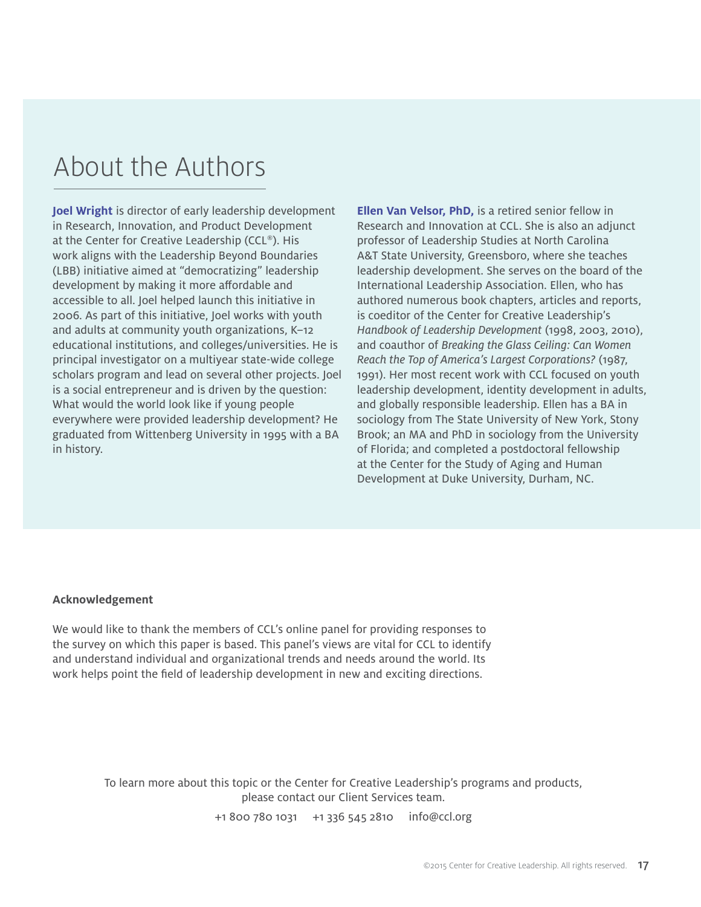# About the Authors

**Joel Wright** is director of early leadership development in Research, Innovation, and Product Development at the Center for Creative Leadership (CCL®). His work aligns with the Leadership Beyond Boundaries (LBB) initiative aimed at "democratizing" leadership development by making it more affordable and accessible to all. Joel helped launch this initiative in 2006. As part of this initiative, Joel works with youth and adults at community youth organizations, K–12 educational institutions, and colleges/universities. He is principal investigator on a multiyear state-wide college scholars program and lead on several other projects. Joel is a social entrepreneur and is driven by the question: What would the world look like if young people everywhere were provided leadership development? He graduated from Wittenberg University in 1995 with a BA in history.

**Ellen Van Velsor, PhD,** is a retired senior fellow in Research and Innovation at CCL. She is also an adjunct professor of Leadership Studies at North Carolina A&T State University, Greensboro, where she teaches leadership development. She serves on the board of the International Leadership Association. Ellen, who has authored numerous book chapters, articles and reports, is coeditor of the Center for Creative Leadership's *Handbook of Leadership Development* (1998, 2003, 2010), and coauthor of *Breaking the Glass Ceiling: Can Women Reach the Top of America's Largest Corporations?* (1987, 1991). Her most recent work with CCL focused on youth leadership development, identity development in adults, and globally responsible leadership. Ellen has a BA in sociology from The State University of New York, Stony Brook; an MA and PhD in sociology from the University of Florida; and completed a postdoctoral fellowship at the Center for the Study of Aging and Human Development at Duke University, Durham, NC.

**Acknowledgement**

We would like to thank the members of CCL's online panel for providing responses to the survey on which this paper is based. This panel's views are vital for CCL to identify and understand individual and organizational trends and needs around the world. Its work helps point the field of leadership development in new and exciting directions.

To learn more about this topic or the Center for Creative Leadership's programs and products, please contact our Client Services team.

+1 800 780 1031   +1 336 545 2810   info@ccl.org

©2015 Center for Creative Leadership. All rights reserved.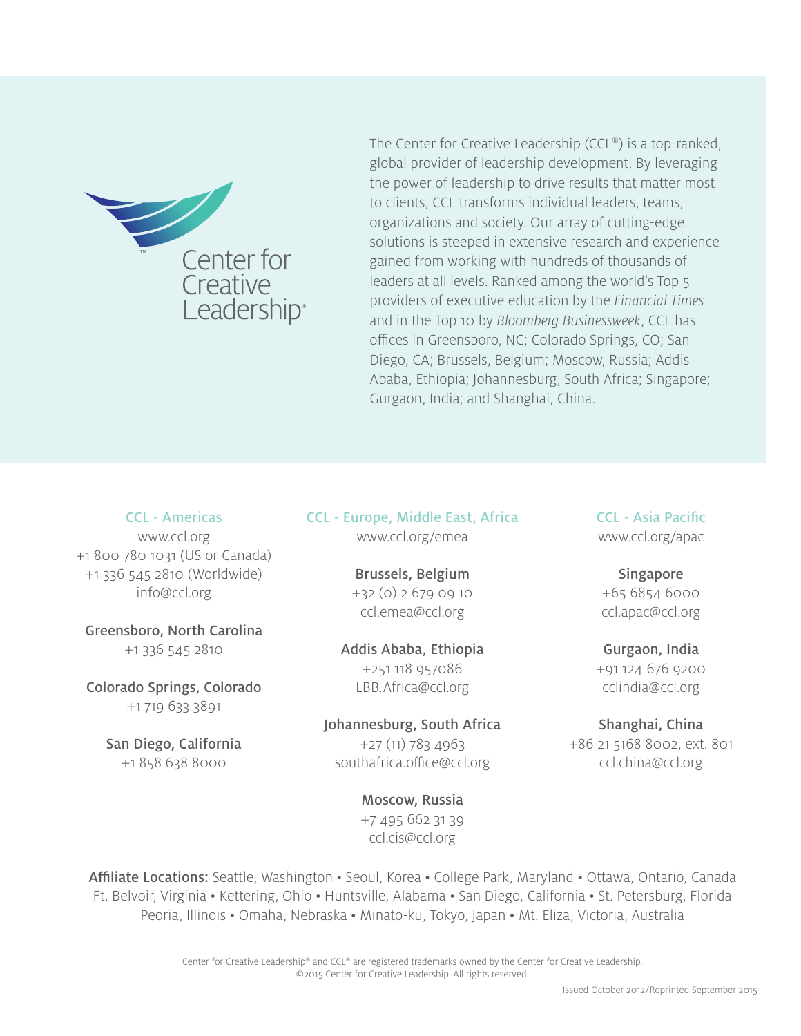Center for Creative Leadership™

The Center for Creative Leadership (CCL®) is a top-ranked, global provider of leadership development. By leveraging the power of leadership to drive results that matter most to clients, CCL transforms individual leaders, teams, organizations and society. Our array of cutting-edge solutions is steeped in extensive research and experience gained from working with hundreds of thousands of leaders at all levels. Ranked among the world's Top 5 providers of executive education by the *Financial Times* and in the Top 10 by *Bloomberg Businessweek*, CCL has offices in Greensboro, NC; Colorado Springs, CO; San Diego, CA; Brussels, Belgium; Moscow, Russia; Addis Ababa, Ethiopia; Johannesburg, South Africa; Singapore; Gurgaon, India; and Shanghai, China.

### CCL - Americas

www.ccl.org
+1 800 780 1031 (US or Canada)
+1 336 545 2810 (Worldwide)
info@ccl.org

**Greensboro, North Carolina**
+1 336 545 2810

**Colorado Springs, Colorado**
+1 719 633 3891

**San Diego, California**
+1 858 638 8000

### CCL - Europe, Middle East, Africa

www.ccl.org/emea

**Brussels, Belgium**
+32 (0) 2 679 09 10
ccl.emea@ccl.org

**Addis Ababa, Ethiopia**
+251 118 957086
LBB.Africa@ccl.org

**Johannesburg, South Africa**
+27 (11) 783 4963
southafrica.office@ccl.org

**Moscow, Russia**
+7 495 662 31 39
ccl.cis@ccl.org

### CCL - Asia Pacific

www.ccl.org/apac

**Singapore**
+65 6854 6000
ccl.apac@ccl.org

**Gurgaon, India**
+91 124 676 9200
cclindia@ccl.org

**Shanghai, China**
+86 21 5168 8002, ext. 801
ccl.china@ccl.org

**Affiliate Locations:** Seattle, Washington • Seoul, Korea • College Park, Maryland • Ottawa, Ontario, Canada Ft. Belvoir, Virginia • Kettering, Ohio • Huntsville, Alabama • San Diego, California • St. Petersburg, Florida Peoria, Illinois • Omaha, Nebraska • Minato-ku, Tokyo, Japan • Mt. Eliza, Victoria, Australia

Center for Creative Leadership® and CCL® are registered trademarks owned by the Center for Creative Leadership.
©2015 Center for Creative Leadership. All rights reserved.

Issued October 2012/Reprinted September 2015